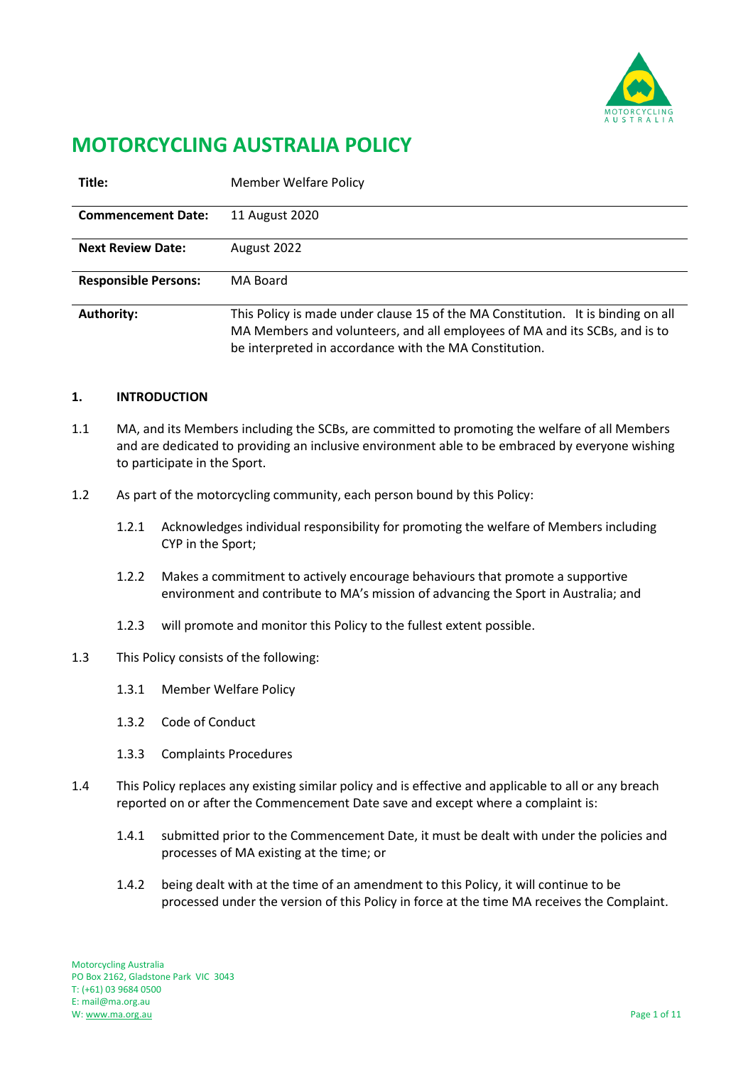# MOTORCYCLING AUSTRALIA POLICY

| | |
|---|---|
| **Title:** | Member Welfare Policy |
| **Commencement Date:** | 11 August 2020 |
| **Next Review Date:** | August 2022 |
| **Responsible Persons:** | MA Board |
| **Authority:** | This Policy is made under clause 15 of the MA Constitution. It is binding on all MA Members and volunteers, and all employees of MA and its SCBs, and is to be interpreted in accordance with the MA Constitution. |

**1. INTRODUCTION**

1.1 MA, and its Members including the SCBs, are committed to promoting the welfare of all Members and are dedicated to providing an inclusive environment able to be embraced by everyone wishing to participate in the Sport.

1.2 As part of the motorcycling community, each person bound by this Policy:

1.2.1 Acknowledges individual responsibility for promoting the welfare of Members including CYP in the Sport;

1.2.2 Makes a commitment to actively encourage behaviours that promote a supportive environment and contribute to MA's mission of advancing the Sport in Australia; and

1.2.3 will promote and monitor this Policy to the fullest extent possible.

1.3 This Policy consists of the following:

1.3.1 Member Welfare Policy

1.3.2 Code of Conduct

1.3.3 Complaints Procedures

1.4 This Policy replaces any existing similar policy and is effective and applicable to all or any breach reported on or after the Commencement Date save and except where a complaint is:

1.4.1 submitted prior to the Commencement Date, it must be dealt with under the policies and processes of MA existing at the time; or

1.4.2 being dealt with at the time of an amendment to this Policy, it will continue to be processed under the version of this Policy in force at the time MA receives the Complaint.

Motorcycling Australia
PO Box 2162, Gladstone Park VIC 3043
T: (+61) 03 9684 0500
E: mail@ma.org.au
W: www.ma.org.au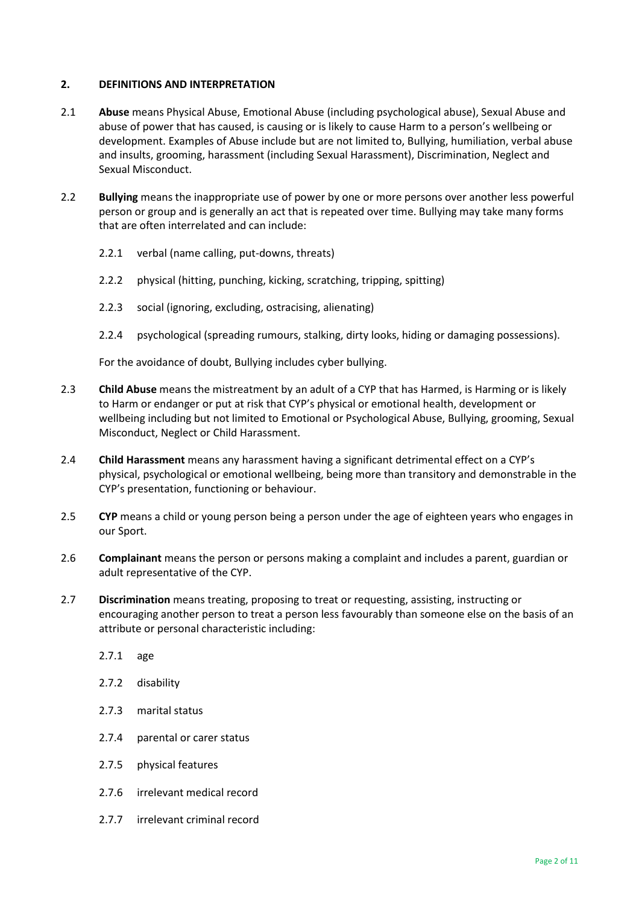## 2. DEFINITIONS AND INTERPRETATION

2.1 **Abuse** means Physical Abuse, Emotional Abuse (including psychological abuse), Sexual Abuse and abuse of power that has caused, is causing or is likely to cause Harm to a person's wellbeing or development. Examples of Abuse include but are not limited to, Bullying, humiliation, verbal abuse and insults, grooming, harassment (including Sexual Harassment), Discrimination, Neglect and Sexual Misconduct.

2.2 **Bullying** means the inappropriate use of power by one or more persons over another less powerful person or group and is generally an act that is repeated over time. Bullying may take many forms that are often interrelated and can include:

- 2.2.1 verbal (name calling, put-downs, threats)
- 2.2.2 physical (hitting, punching, kicking, scratching, tripping, spitting)
- 2.2.3 social (ignoring, excluding, ostracising, alienating)
- 2.2.4 psychological (spreading rumours, stalking, dirty looks, hiding or damaging possessions).

For the avoidance of doubt, Bullying includes cyber bullying.

2.3 **Child Abuse** means the mistreatment by an adult of a CYP that has Harmed, is Harming or is likely to Harm or endanger or put at risk that CYP's physical or emotional health, development or wellbeing including but not limited to Emotional or Psychological Abuse, Bullying, grooming, Sexual Misconduct, Neglect or Child Harassment.

2.4 **Child Harassment** means any harassment having a significant detrimental effect on a CYP's physical, psychological or emotional wellbeing, being more than transitory and demonstrable in the CYP's presentation, functioning or behaviour.

2.5 **CYP** means a child or young person being a person under the age of eighteen years who engages in our Sport.

2.6 **Complainant** means the person or persons making a complaint and includes a parent, guardian or adult representative of the CYP.

2.7 **Discrimination** means treating, proposing to treat or requesting, assisting, instructing or encouraging another person to treat a person less favourably than someone else on the basis of an attribute or personal characteristic including:

- 2.7.1 age
- 2.7.2 disability
- 2.7.3 marital status
- 2.7.4 parental or carer status
- 2.7.5 physical features
- 2.7.6 irrelevant medical record
- 2.7.7 irrelevant criminal record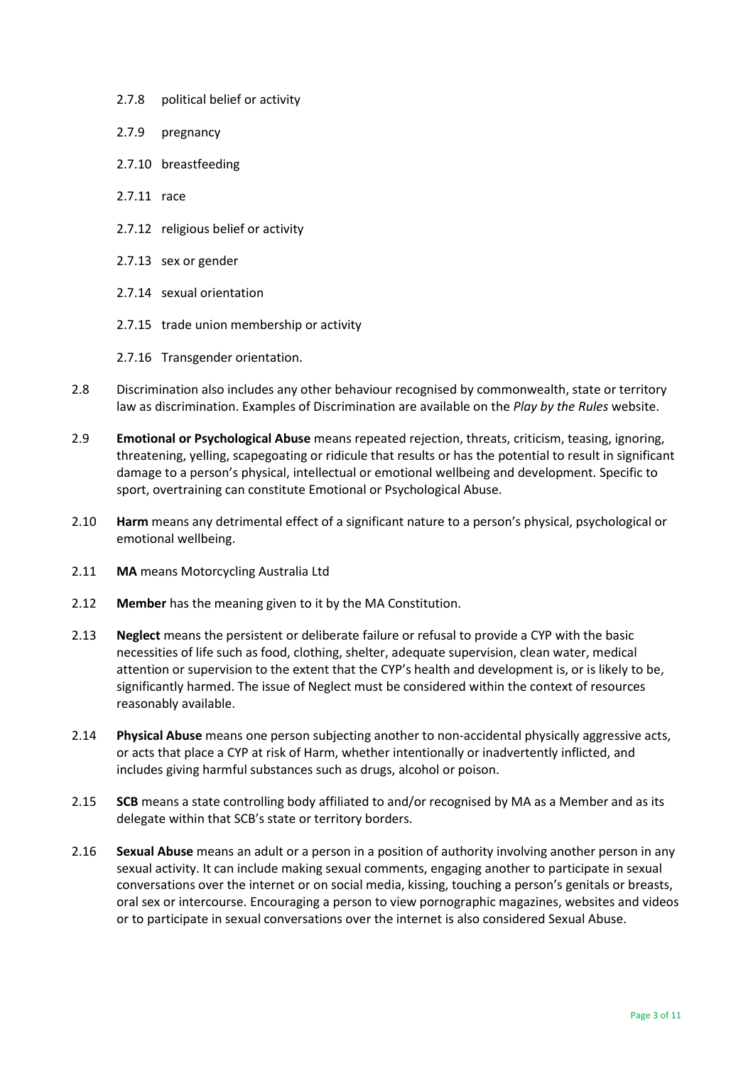2.7.8 political belief or activity

2.7.9 pregnancy

2.7.10 breastfeeding

2.7.11 race

2.7.12 religious belief or activity

2.7.13 sex or gender

2.7.14 sexual orientation

2.7.15 trade union membership or activity

2.7.16 Transgender orientation.

2.8 Discrimination also includes any other behaviour recognised by commonwealth, state or territory law as discrimination. Examples of Discrimination are available on the *Play by the Rules* website.

2.9 **Emotional or Psychological Abuse** means repeated rejection, threats, criticism, teasing, ignoring, threatening, yelling, scapegoating or ridicule that results or has the potential to result in significant damage to a person's physical, intellectual or emotional wellbeing and development. Specific to sport, overtraining can constitute Emotional or Psychological Abuse.

2.10 **Harm** means any detrimental effect of a significant nature to a person's physical, psychological or emotional wellbeing.

2.11 **MA** means Motorcycling Australia Ltd

2.12 **Member** has the meaning given to it by the MA Constitution.

2.13 **Neglect** means the persistent or deliberate failure or refusal to provide a CYP with the basic necessities of life such as food, clothing, shelter, adequate supervision, clean water, medical attention or supervision to the extent that the CYP's health and development is, or is likely to be, significantly harmed. The issue of Neglect must be considered within the context of resources reasonably available.

2.14 **Physical Abuse** means one person subjecting another to non-accidental physically aggressive acts, or acts that place a CYP at risk of Harm, whether intentionally or inadvertently inflicted, and includes giving harmful substances such as drugs, alcohol or poison.

2.15 **SCB** means a state controlling body affiliated to and/or recognised by MA as a Member and as its delegate within that SCB's state or territory borders.

2.16 **Sexual Abuse** means an adult or a person in a position of authority involving another person in any sexual activity. It can include making sexual comments, engaging another to participate in sexual conversations over the internet or on social media, kissing, touching a person's genitals or breasts, oral sex or intercourse. Encouraging a person to view pornographic magazines, websites and videos or to participate in sexual conversations over the internet is also considered Sexual Abuse.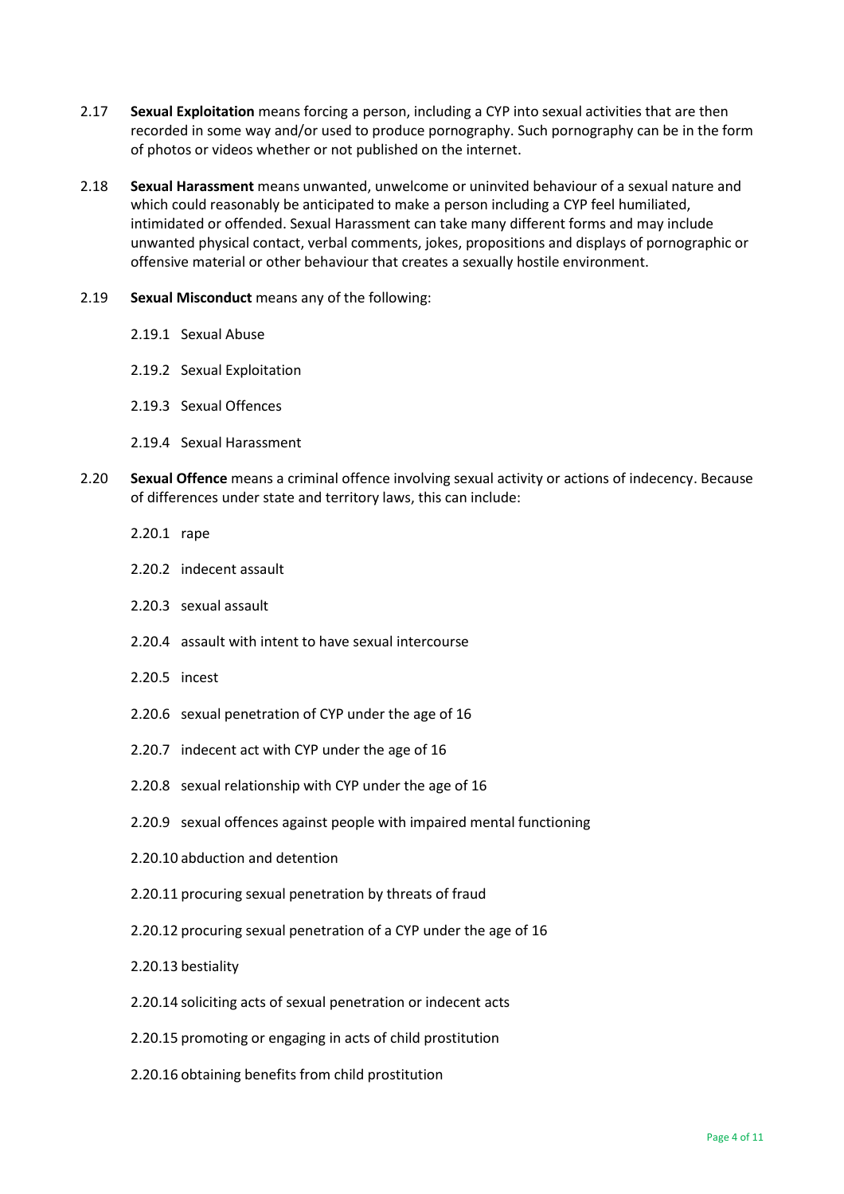2.17 **Sexual Exploitation** means forcing a person, including a CYP into sexual activities that are then recorded in some way and/or used to produce pornography. Such pornography can be in the form of photos or videos whether or not published on the internet.

2.18 **Sexual Harassment** means unwanted, unwelcome or uninvited behaviour of a sexual nature and which could reasonably be anticipated to make a person including a CYP feel humiliated, intimidated or offended. Sexual Harassment can take many different forms and may include unwanted physical contact, verbal comments, jokes, propositions and displays of pornographic or offensive material or other behaviour that creates a sexually hostile environment.

2.19 **Sexual Misconduct** means any of the following:

- 2.19.1 Sexual Abuse
- 2.19.2 Sexual Exploitation
- 2.19.3 Sexual Offences
- 2.19.4 Sexual Harassment

2.20 **Sexual Offence** means a criminal offence involving sexual activity or actions of indecency. Because of differences under state and territory laws, this can include:

- 2.20.1 rape
- 2.20.2 indecent assault
- 2.20.3 sexual assault
- 2.20.4 assault with intent to have sexual intercourse
- 2.20.5 incest
- 2.20.6 sexual penetration of CYP under the age of 16
- 2.20.7 indecent act with CYP under the age of 16
- 2.20.8 sexual relationship with CYP under the age of 16
- 2.20.9 sexual offences against people with impaired mental functioning
- 2.20.10 abduction and detention
- 2.20.11 procuring sexual penetration by threats of fraud
- 2.20.12 procuring sexual penetration of a CYP under the age of 16
- 2.20.13 bestiality
- 2.20.14 soliciting acts of sexual penetration or indecent acts
- 2.20.15 promoting or engaging in acts of child prostitution
- 2.20.16 obtaining benefits from child prostitution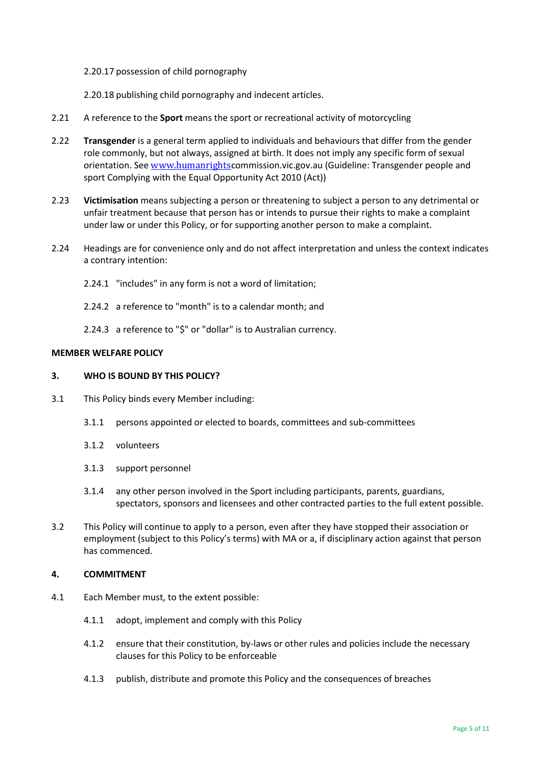2.20.17 possession of child pornography

2.20.18 publishing child pornography and indecent articles.

2.21 A reference to the **Sport** means the sport or recreational activity of motorcycling

2.22 **Transgender** is a general term applied to individuals and behaviours that differ from the gender role commonly, but not always, assigned at birth. It does not imply any specific form of sexual orientation. See www.humanrightscommission.vic.gov.au (Guideline: Transgender people and sport Complying with the Equal Opportunity Act 2010 (Act))

2.23 **Victimisation** means subjecting a person or threatening to subject a person to any detrimental or unfair treatment because that person has or intends to pursue their rights to make a complaint under law or under this Policy, or for supporting another person to make a complaint.

2.24 Headings are for convenience only and do not affect interpretation and unless the context indicates a contrary intention:

2.24.1 "includes" in any form is not a word of limitation;

2.24.2 a reference to "month" is to a calendar month; and

2.24.3 a reference to "$" or "dollar" is to Australian currency.

**MEMBER WELFARE POLICY**

## 3. WHO IS BOUND BY THIS POLICY?

3.1 This Policy binds every Member including:

3.1.1 persons appointed or elected to boards, committees and sub-committees

3.1.2 volunteers

3.1.3 support personnel

3.1.4 any other person involved in the Sport including participants, parents, guardians, spectators, sponsors and licensees and other contracted parties to the full extent possible.

3.2 This Policy will continue to apply to a person, even after they have stopped their association or employment (subject to this Policy's terms) with MA or a, if disciplinary action against that person has commenced.

## 4. COMMITMENT

4.1 Each Member must, to the extent possible:

4.1.1 adopt, implement and comply with this Policy

4.1.2 ensure that their constitution, by-laws or other rules and policies include the necessary clauses for this Policy to be enforceable

4.1.3 publish, distribute and promote this Policy and the consequences of breaches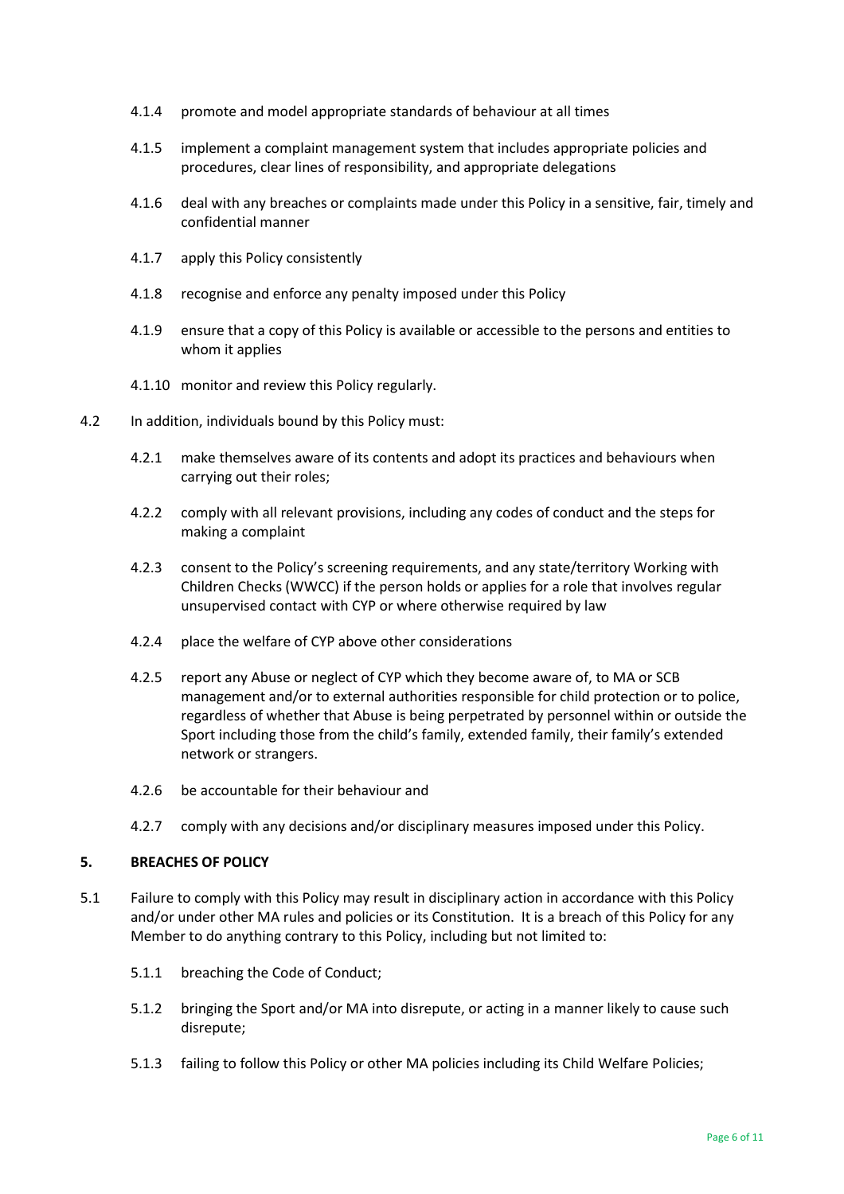4.1.4 promote and model appropriate standards of behaviour at all times

4.1.5 implement a complaint management system that includes appropriate policies and procedures, clear lines of responsibility, and appropriate delegations

4.1.6 deal with any breaches or complaints made under this Policy in a sensitive, fair, timely and confidential manner

4.1.7 apply this Policy consistently

4.1.8 recognise and enforce any penalty imposed under this Policy

4.1.9 ensure that a copy of this Policy is available or accessible to the persons and entities to whom it applies

4.1.10 monitor and review this Policy regularly.

4.2 In addition, individuals bound by this Policy must:

4.2.1 make themselves aware of its contents and adopt its practices and behaviours when carrying out their roles;

4.2.2 comply with all relevant provisions, including any codes of conduct and the steps for making a complaint

4.2.3 consent to the Policy's screening requirements, and any state/territory Working with Children Checks (WWCC) if the person holds or applies for a role that involves regular unsupervised contact with CYP or where otherwise required by law

4.2.4 place the welfare of CYP above other considerations

4.2.5 report any Abuse or neglect of CYP which they become aware of, to MA or SCB management and/or to external authorities responsible for child protection or to police, regardless of whether that Abuse is being perpetrated by personnel within or outside the Sport including those from the child's family, extended family, their family's extended network or strangers.

4.2.6 be accountable for their behaviour and

4.2.7 comply with any decisions and/or disciplinary measures imposed under this Policy.

## 5. BREACHES OF POLICY

5.1 Failure to comply with this Policy may result in disciplinary action in accordance with this Policy and/or under other MA rules and policies or its Constitution. It is a breach of this Policy for any Member to do anything contrary to this Policy, including but not limited to:

5.1.1 breaching the Code of Conduct;

5.1.2 bringing the Sport and/or MA into disrepute, or acting in a manner likely to cause such disrepute;

5.1.3 failing to follow this Policy or other MA policies including its Child Welfare Policies;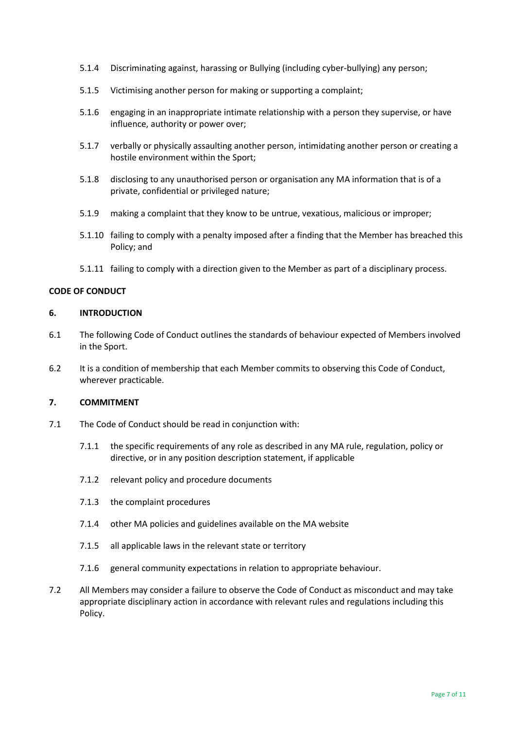- 5.1.4 Discriminating against, harassing or Bullying (including cyber-bullying) any person;
- 5.1.5 Victimising another person for making or supporting a complaint;
- 5.1.6 engaging in an inappropriate intimate relationship with a person they supervise, or have influence, authority or power over;
- 5.1.7 verbally or physically assaulting another person, intimidating another person or creating a hostile environment within the Sport;
- 5.1.8 disclosing to any unauthorised person or organisation any MA information that is of a private, confidential or privileged nature;
- 5.1.9 making a complaint that they know to be untrue, vexatious, malicious or improper;
- 5.1.10 failing to comply with a penalty imposed after a finding that the Member has breached this Policy; and
- 5.1.11 failing to comply with a direction given to the Member as part of a disciplinary process.

## CODE OF CONDUCT

### 6. INTRODUCTION

6.1 The following Code of Conduct outlines the standards of behaviour expected of Members involved in the Sport.

6.2 It is a condition of membership that each Member commits to observing this Code of Conduct, wherever practicable.

### 7. COMMITMENT

7.1 The Code of Conduct should be read in conjunction with:

- 7.1.1 the specific requirements of any role as described in any MA rule, regulation, policy or directive, or in any position description statement, if applicable
- 7.1.2 relevant policy and procedure documents
- 7.1.3 the complaint procedures
- 7.1.4 other MA policies and guidelines available on the MA website
- 7.1.5 all applicable laws in the relevant state or territory
- 7.1.6 general community expectations in relation to appropriate behaviour.

7.2 All Members may consider a failure to observe the Code of Conduct as misconduct and may take appropriate disciplinary action in accordance with relevant rules and regulations including this Policy.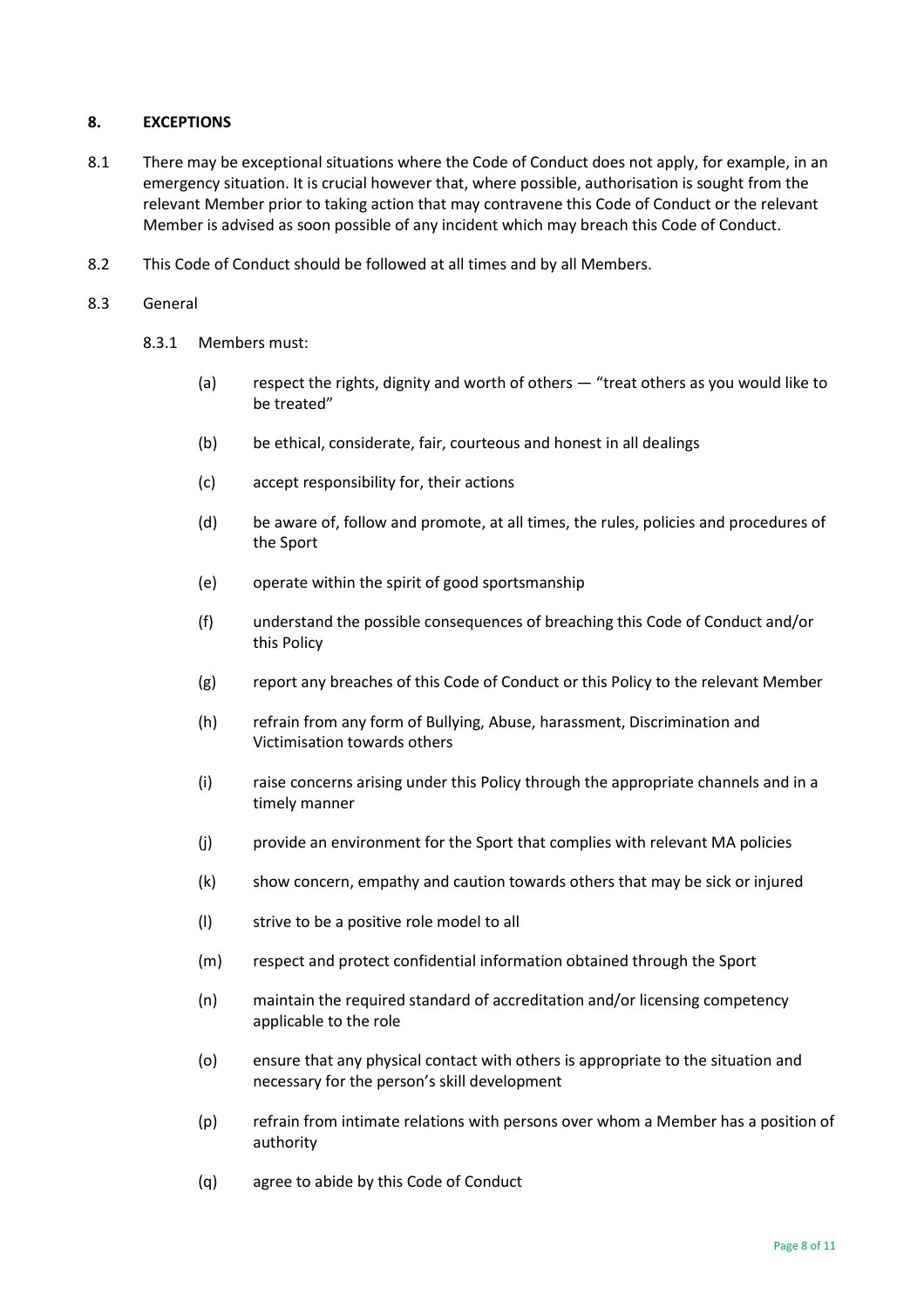## 8. EXCEPTIONS

8.1 There may be exceptional situations where the Code of Conduct does not apply, for example, in an emergency situation. It is crucial however that, where possible, authorisation is sought from the relevant Member prior to taking action that may contravene this Code of Conduct or the relevant Member is advised as soon possible of any incident which may breach this Code of Conduct.

8.2 This Code of Conduct should be followed at all times and by all Members.

8.3 General

8.3.1 Members must:

(a) respect the rights, dignity and worth of others — "treat others as you would like to be treated"

(b) be ethical, considerate, fair, courteous and honest in all dealings

(c) accept responsibility for, their actions

(d) be aware of, follow and promote, at all times, the rules, policies and procedures of the Sport

(e) operate within the spirit of good sportsmanship

(f) understand the possible consequences of breaching this Code of Conduct and/or this Policy

(g) report any breaches of this Code of Conduct or this Policy to the relevant Member

(h) refrain from any form of Bullying, Abuse, harassment, Discrimination and Victimisation towards others

(i) raise concerns arising under this Policy through the appropriate channels and in a timely manner

(j) provide an environment for the Sport that complies with relevant MA policies

(k) show concern, empathy and caution towards others that may be sick or injured

(l) strive to be a positive role model to all

(m) respect and protect confidential information obtained through the Sport

(n) maintain the required standard of accreditation and/or licensing competency applicable to the role

(o) ensure that any physical contact with others is appropriate to the situation and necessary for the person's skill development

(p) refrain from intimate relations with persons over whom a Member has a position of authority

(q) agree to abide by this Code of Conduct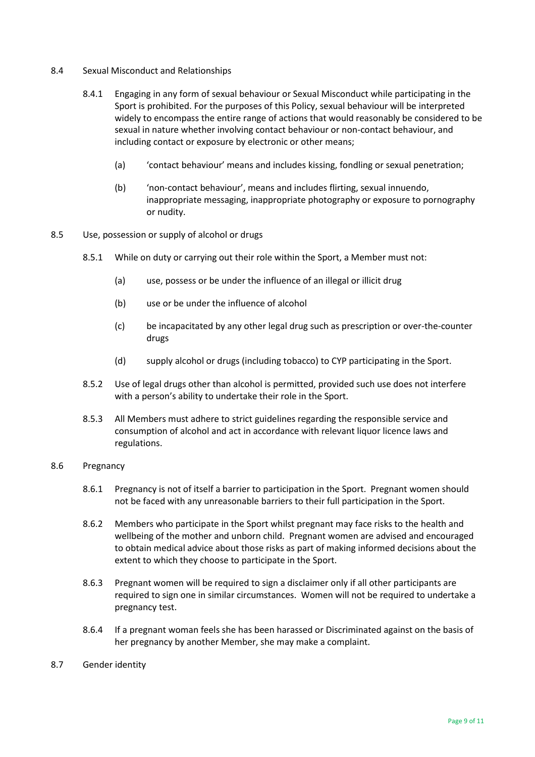## 8.4 Sexual Misconduct and Relationships

8.4.1 Engaging in any form of sexual behaviour or Sexual Misconduct while participating in the Sport is prohibited. For the purposes of this Policy, sexual behaviour will be interpreted widely to encompass the entire range of actions that would reasonably be considered to be sexual in nature whether involving contact behaviour or non-contact behaviour, and including contact or exposure by electronic or other means;

- (a) 'contact behaviour' means and includes kissing, fondling or sexual penetration;
- (b) 'non-contact behaviour', means and includes flirting, sexual innuendo, inappropriate messaging, inappropriate photography or exposure to pornography or nudity.

## 8.5 Use, possession or supply of alcohol or drugs

8.5.1 While on duty or carrying out their role within the Sport, a Member must not:

- (a) use, possess or be under the influence of an illegal or illicit drug
- (b) use or be under the influence of alcohol
- (c) be incapacitated by any other legal drug such as prescription or over-the-counter drugs
- (d) supply alcohol or drugs (including tobacco) to CYP participating in the Sport.

8.5.2 Use of legal drugs other than alcohol is permitted, provided such use does not interfere with a person's ability to undertake their role in the Sport.

8.5.3 All Members must adhere to strict guidelines regarding the responsible service and consumption of alcohol and act in accordance with relevant liquor licence laws and regulations.

## 8.6 Pregnancy

8.6.1 Pregnancy is not of itself a barrier to participation in the Sport. Pregnant women should not be faced with any unreasonable barriers to their full participation in the Sport.

8.6.2 Members who participate in the Sport whilst pregnant may face risks to the health and wellbeing of the mother and unborn child. Pregnant women are advised and encouraged to obtain medical advice about those risks as part of making informed decisions about the extent to which they choose to participate in the Sport.

8.6.3 Pregnant women will be required to sign a disclaimer only if all other participants are required to sign one in similar circumstances. Women will not be required to undertake a pregnancy test.

8.6.4 If a pregnant woman feels she has been harassed or Discriminated against on the basis of her pregnancy by another Member, she may make a complaint.

## 8.7 Gender identity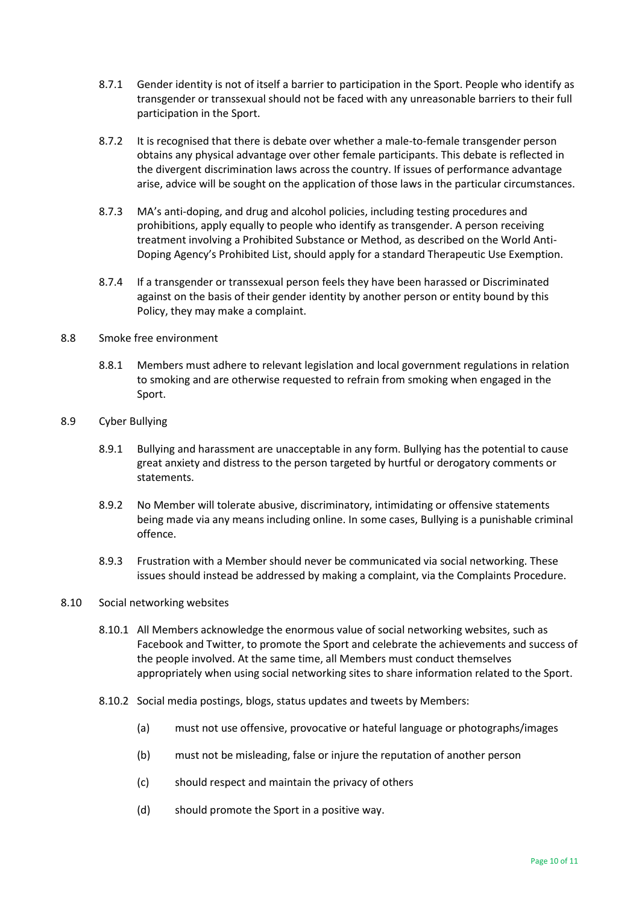8.7.1 Gender identity is not of itself a barrier to participation in the Sport. People who identify as transgender or transsexual should not be faced with any unreasonable barriers to their full participation in the Sport.

8.7.2 It is recognised that there is debate over whether a male-to-female transgender person obtains any physical advantage over other female participants. This debate is reflected in the divergent discrimination laws across the country. If issues of performance advantage arise, advice will be sought on the application of those laws in the particular circumstances.

8.7.3 MA's anti-doping, and drug and alcohol policies, including testing procedures and prohibitions, apply equally to people who identify as transgender. A person receiving treatment involving a Prohibited Substance or Method, as described on the World Anti-Doping Agency's Prohibited List, should apply for a standard Therapeutic Use Exemption.

8.7.4 If a transgender or transsexual person feels they have been harassed or Discriminated against on the basis of their gender identity by another person or entity bound by this Policy, they may make a complaint.

8.8 Smoke free environment

8.8.1 Members must adhere to relevant legislation and local government regulations in relation to smoking and are otherwise requested to refrain from smoking when engaged in the Sport.

8.9 Cyber Bullying

8.9.1 Bullying and harassment are unacceptable in any form. Bullying has the potential to cause great anxiety and distress to the person targeted by hurtful or derogatory comments or statements.

8.9.2 No Member will tolerate abusive, discriminatory, intimidating or offensive statements being made via any means including online. In some cases, Bullying is a punishable criminal offence.

8.9.3 Frustration with a Member should never be communicated via social networking. These issues should instead be addressed by making a complaint, via the Complaints Procedure.

8.10 Social networking websites

8.10.1 All Members acknowledge the enormous value of social networking websites, such as Facebook and Twitter, to promote the Sport and celebrate the achievements and success of the people involved. At the same time, all Members must conduct themselves appropriately when using social networking sites to share information related to the Sport.

8.10.2 Social media postings, blogs, status updates and tweets by Members:

(a) must not use offensive, provocative or hateful language or photographs/images

(b) must not be misleading, false or injure the reputation of another person

(c) should respect and maintain the privacy of others

(d) should promote the Sport in a positive way.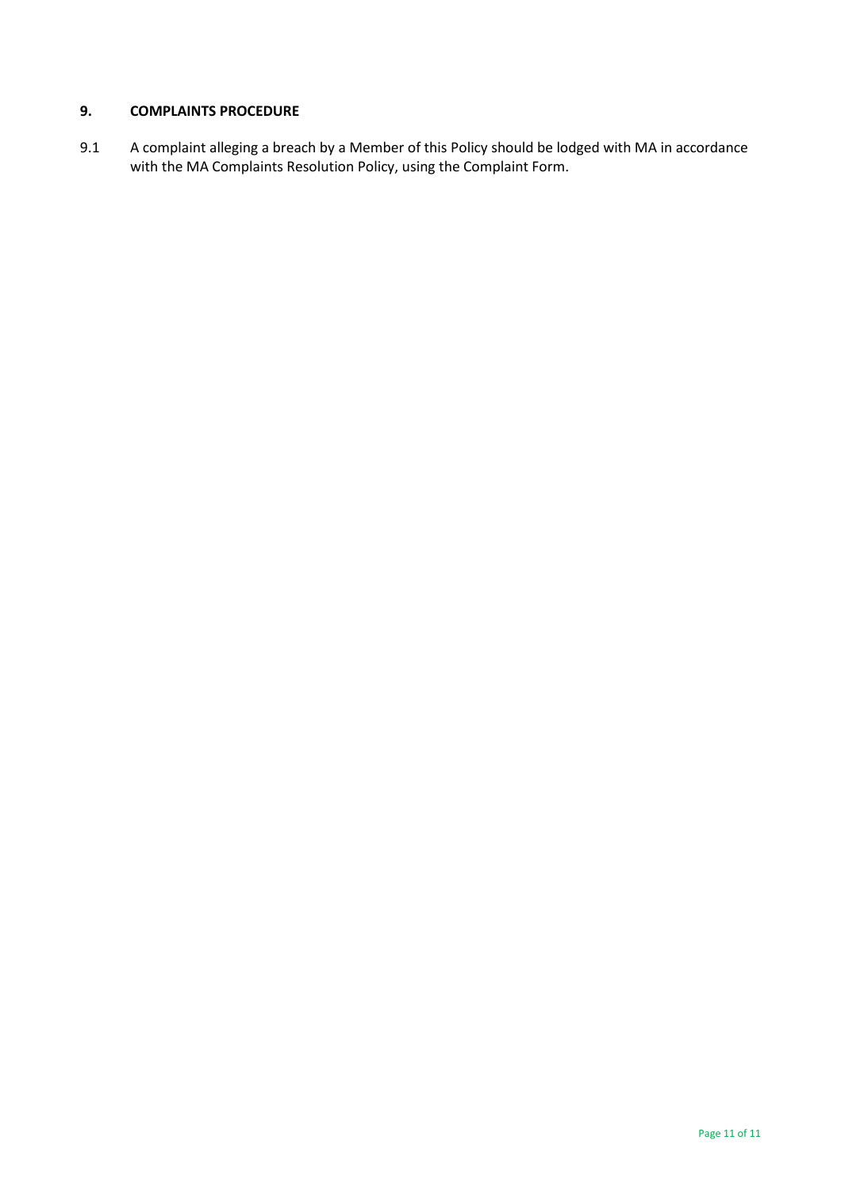## 9. COMPLAINTS PROCEDURE

9.1 A complaint alleging a breach by a Member of this Policy should be lodged with MA in accordance with the MA Complaints Resolution Policy, using the Complaint Form.